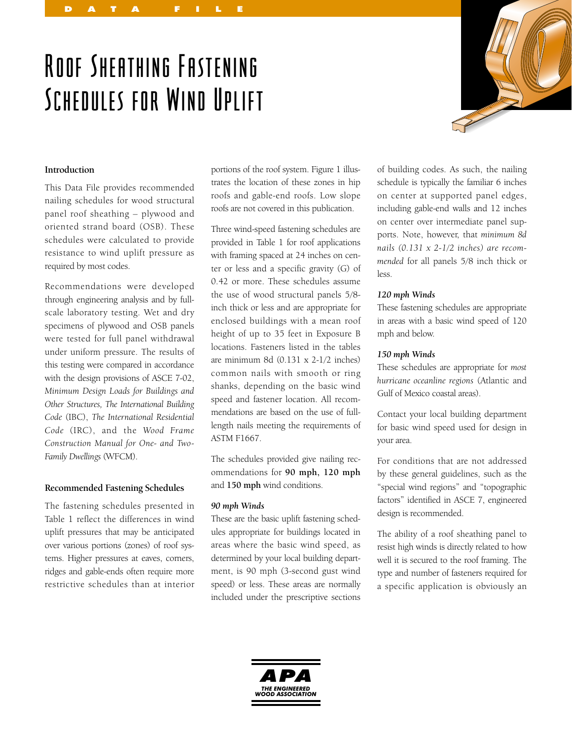DATA FILE

# Roof Sheathing Fastening Schedules for Wind Uplift

## Introduction

This Data File provides recommended nailing schedules for wood structural panel roof sheathing – plywood and oriented strand board (OSB). These schedules were calculated to provide resistance to wind uplift pressure as required by most codes.

Recommendations were developed through engineering analysis and by full-scale laboratory testing. Wet and dry specimens of plywood and OSB panels were tested for full panel withdrawal under uniform pressure. The results of this testing were compared in accordance with the design provisions of ASCE 7-02, *Minimum Design Loads for Buildings and Other Structures, The International Building Code* (IBC), *The International Residential Code* (IRC), and the *Wood Frame Construction Manual for One- and Two-Family Dwellings* (WFCM).

## Recommended Fastening Schedules

The fastening schedules presented in Table 1 reflect the differences in wind uplift pressures that may be anticipated over various portions (zones) of roof systems. Higher pressures at eaves, corners, ridges and gable-ends often require more restrictive schedules than at interior portions of the roof system. Figure 1 illustrates the location of these zones in hip roofs and gable-end roofs. Low slope roofs are not covered in this publication.

Three wind-speed fastening schedules are provided in Table 1 for roof applications with framing spaced at 24 inches on center or less and a specific gravity (G) of 0.42 or more. These schedules assume the use of wood structural panels 5/8-inch thick or less and are appropriate for enclosed buildings with a mean roof height of up to 35 feet in Exposure B locations. Fasteners listed in the tables are minimum 8d (0.131 x 2-1/2 inches) common nails with smooth or ring shanks, depending on the basic wind speed and fastener location. All recommendations are based on the use of full-length nails meeting the requirements of ASTM F1667.

The schedules provided give nailing recommendations for **90 mph**, **120 mph** and **150 mph** wind conditions.

### *90 mph Winds*

These are the basic uplift fastening schedules appropriate for buildings located in areas where the basic wind speed, as determined by your local building department, is 90 mph (3-second gust wind speed) or less. These areas are normally included under the prescriptive sections of building codes. As such, the nailing schedule is typically the familiar 6 inches on center at supported panel edges, including gable-end walls and 12 inches on center over intermediate panel supports. Note, however, that *minimum 8d nails (0.131 x 2-1/2 inches) are recommended* for all panels 5/8 inch thick or less.

### *120 mph Winds*

These fastening schedules are appropriate in areas with a basic wind speed of 120 mph and below.

### *150 mph Winds*

These schedules are appropriate for *most hurricane oceanline regions* (Atlantic and Gulf of Mexico coastal areas).

Contact your local building department for basic wind speed used for design in your area.

For conditions that are not addressed by these general guidelines, such as the "special wind regions" and "topographic factors" identified in ASCE 7, engineered design is recommended.

The ability of a roof sheathing panel to resist high winds is directly related to how well it is secured to the roof framing. The type and number of fasteners required for a specific application is obviously an

APA THE ENGINEERED WOOD ASSOCIATION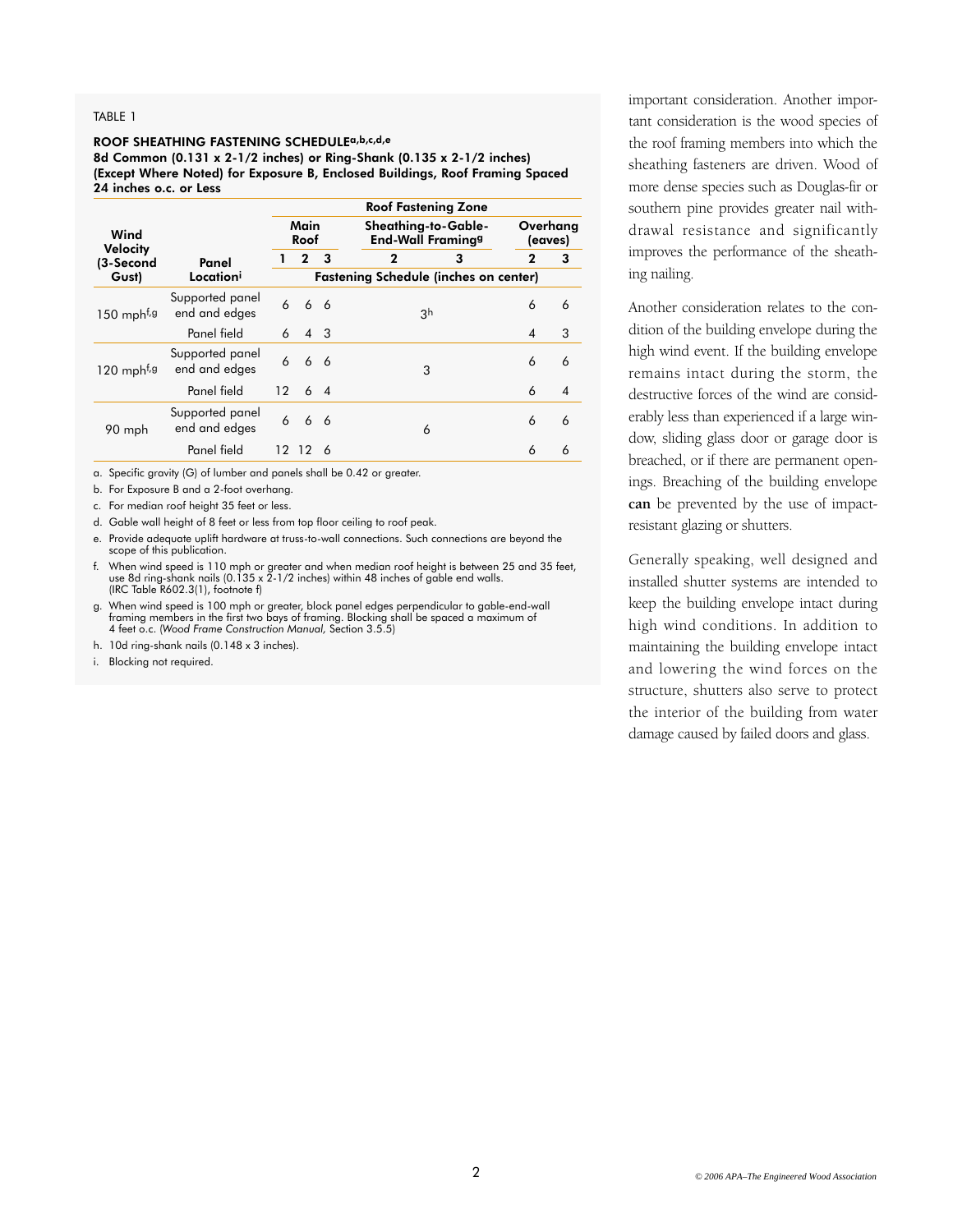TABLE 1

**ROOF SHEATHING FASTENING SCHEDULE[a,b,c,d,e]**
**8d Common (0.131 x 2-1/2 inches) or Ring-Shank (0.135 x 2-1/2 inches) (Except Where Noted) for Exposure B, Enclosed Buildings, Roof Framing Spaced 24 inches o.c. or Less**

| Wind Velocity (3-Second Gust) | Panel Location[i] | Roof Fastening Zone | | | | | | |
|---|---|---|---|---|---|---|---|---|
| | | Main Roof | | | Sheathing-to-Gable-End-Wall Framing[g] | | Overhang (eaves) | |
| | | 1 | 2 | 3 | 2 | 3 | 2 | 3 |
| | | Fastening Schedule (inches on center) | | | | | | |
| 150 mph[f,g] | Supported panel end and edges | 6 | 6 | 6 | 3[h] | | 6 | 6 |
| | Panel field | 6 | 4 | 3 | | | 4 | 3 |
| 120 mph[f,g] | Supported panel end and edges | 6 | 6 | 6 | 3 | | 6 | 6 |
| | Panel field | 12 | 6 | 4 | | | 6 | 4 |
| 90 mph | Supported panel end and edges | 6 | 6 | 6 | 6 | | 6 | 6 |
| | Panel field | 12 | 12 | 6 | | | 6 | 6 |

a. Specific gravity (G) of lumber and panels shall be 0.42 or greater.

b. For Exposure B and a 2-foot overhang.

c. For median roof height 35 feet or less.

d. Gable wall height of 8 feet or less from top floor ceiling to roof peak.

e. Provide adequate uplift hardware at truss-to-wall connections. Such connections are beyond the scope of this publication.

f. When wind speed is 110 mph or greater and when median roof height is between 25 and 35 feet, use 8d ring-shank nails (0.135 x 2-1/2 inches) within 48 inches of gable end walls. (IRC Table R602.3(1), footnote f)

g. When wind speed is 100 mph or greater, block panel edges perpendicular to gable-end-wall framing members in the first two bays of framing. Blocking shall be spaced a maximum of 4 feet o.c. (*Wood Frame Construction Manual,* Section 3.5.5)

h. 10d ring-shank nails (0.148 x 3 inches).

i. Blocking not required.

important consideration. Another important consideration is the wood species of the roof framing members into which the sheathing fasteners are driven. Wood of more dense species such as Douglas-fir or southern pine provides greater nail withdrawal resistance and significantly improves the performance of the sheathing nailing.

Another consideration relates to the condition of the building envelope during the high wind event. If the building envelope remains intact during the storm, the destructive forces of the wind are considerably less than experienced if a large window, sliding glass door or garage door is breached, or if there are permanent openings. Breaching of the building envelope **can** be prevented by the use of impact-resistant glazing or shutters.

Generally speaking, well designed and installed shutter systems are intended to keep the building envelope intact during high wind conditions. In addition to maintaining the building envelope intact and lowering the wind forces on the structure, shutters also serve to protect the interior of the building from water damage caused by failed doors and glass.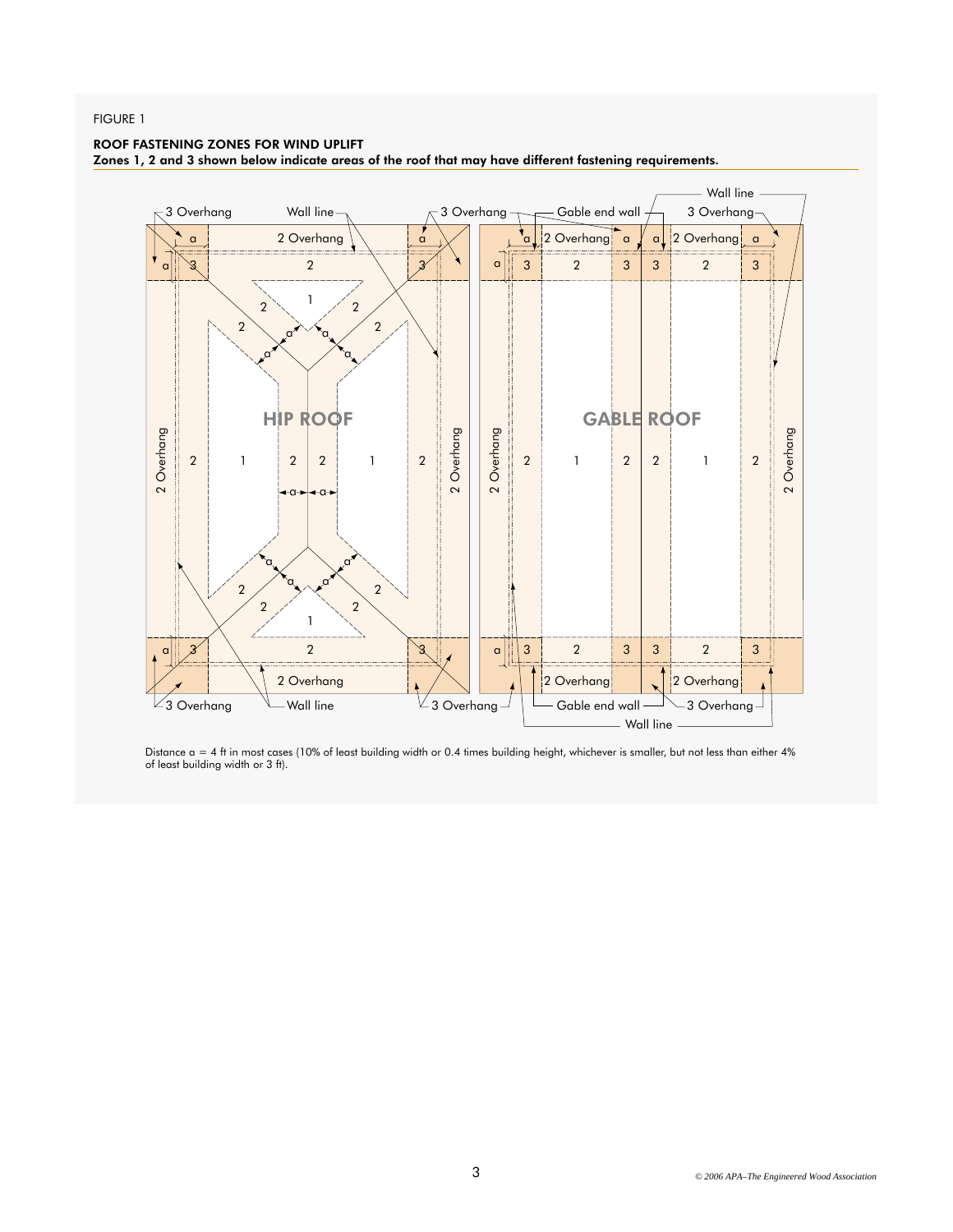FIGURE 1

**ROOF FASTENING ZONES FOR WIND UPLIFT**

**Zones 1, 2 and 3 shown below indicate areas of the roof that may have different fastening requirements.**

Distance a = 4 ft in most cases (10% of least building width or 0.4 times building height, whichever is smaller, but not less than either 4% of least building width or 3 ft).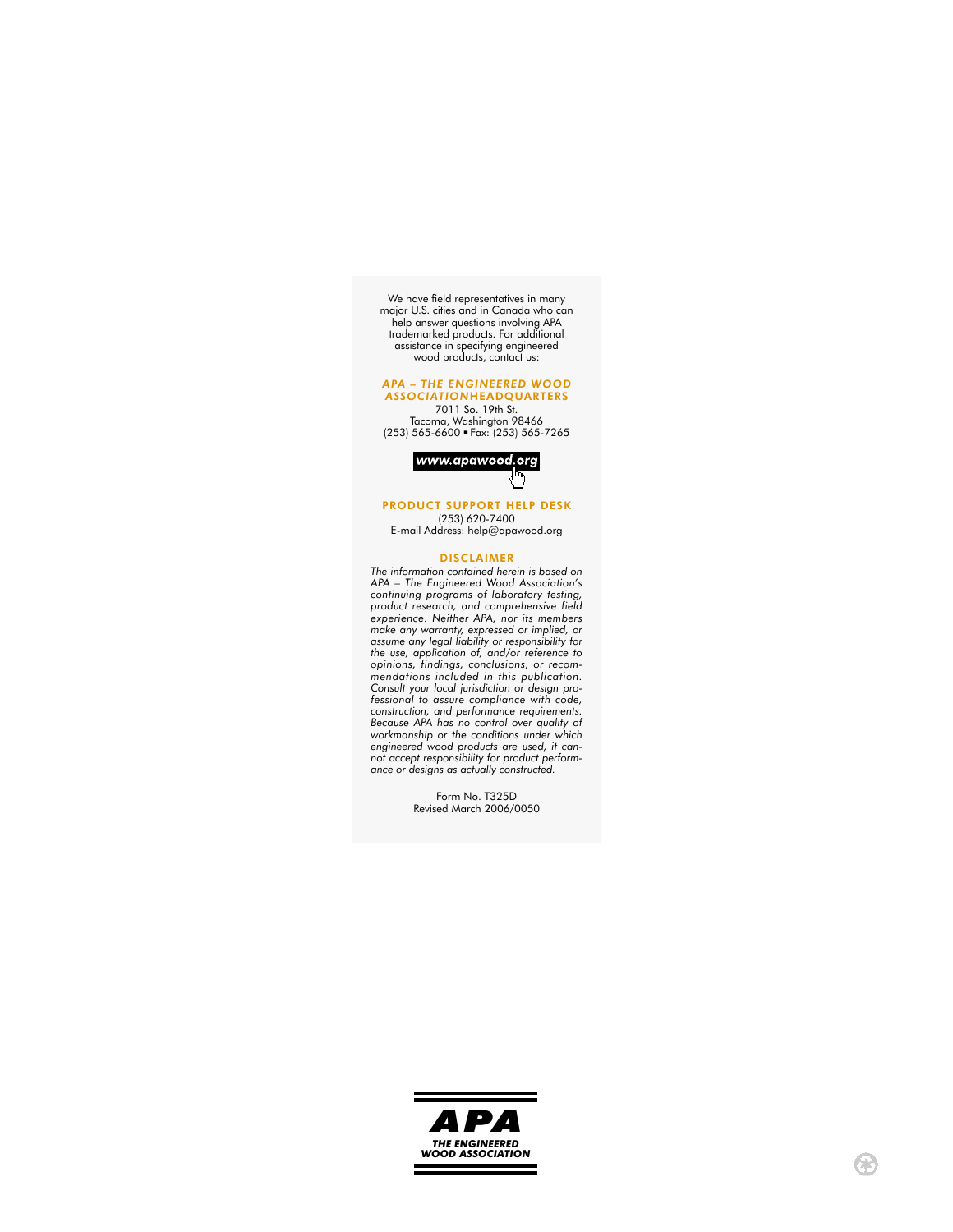We have field representatives in many major U.S. cities and in Canada who can help answer questions involving APA trademarked products. For additional assistance in specifying engineered wood products, contact us:

**APA – THE ENGINEERED WOOD ASSOCIATIONHEADQUARTERS**

7011 So. 19th St.
Tacoma, Washington 98466
(253) 565-6600 ▪ Fax: (253) 565-7265

**www.apawood.org**

**PRODUCT SUPPORT HELP DESK**

(253) 620-7400
E-mail Address: help@apawood.org

**DISCLAIMER**

*The information contained herein is based on APA – The Engineered Wood Association's continuing programs of laboratory testing, product research, and comprehensive field experience. Neither APA, nor its members make any warranty, expressed or implied, or assume any legal liability or responsibility for the use, application of, and/or reference to opinions, findings, conclusions, or recommendations included in this publication. Consult your local jurisdiction or design professional to assure compliance with code, construction, and performance requirements. Because APA has no control over quality of workmanship or the conditions under which engineered wood products are used, it cannot accept responsibility for product performance or designs as actually constructed.*

Form No. T325D
Revised March 2006/0050

APA
THE ENGINEERED WOOD ASSOCIATION